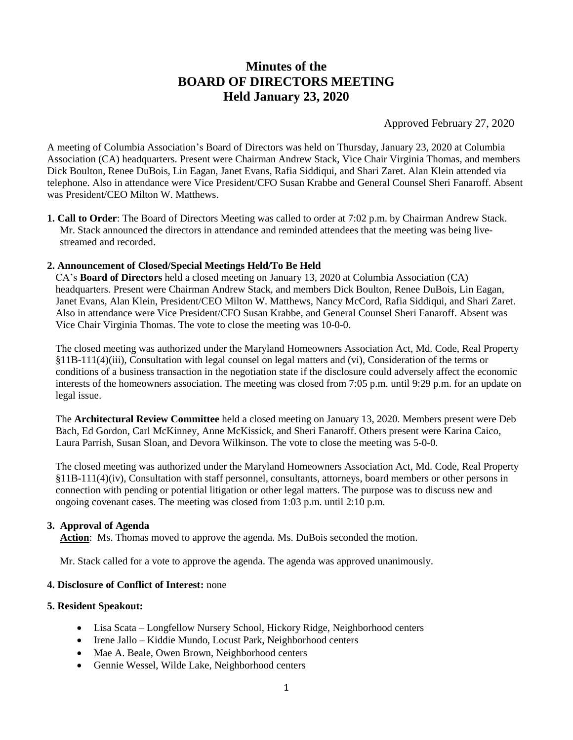# Minutes of the BOARD OF DIRECTORS MEETING Held January 23, 2020

Approved February 27, 2020

A meeting of Columbia Association's Board of Directors was held on Thursday, January 23, 2020 at Columbia Association (CA) headquarters. Present were Chairman Andrew Stack, Vice Chair Virginia Thomas, and members Dick Boulton, Renee DuBois, Lin Eagan, Janet Evans, Rafia Siddiqui, and Shari Zaret. Alan Klein attended via telephone. Also in attendance were Vice President/CFO Susan Krabbe and General Counsel Sheri Fanaroff. Absent was President/CEO Milton W. Matthews.

**1. Call to Order**: The Board of Directors Meeting was called to order at 7:02 p.m. by Chairman Andrew Stack. Mr. Stack announced the directors in attendance and reminded attendees that the meeting was being live-streamed and recorded.

**2. Announcement of Closed/Special Meetings Held/To Be Held**

CA's **Board of Directors** held a closed meeting on January 13, 2020 at Columbia Association (CA) headquarters. Present were Chairman Andrew Stack, and members Dick Boulton, Renee DuBois, Lin Eagan, Janet Evans, Alan Klein, President/CEO Milton W. Matthews, Nancy McCord, Rafia Siddiqui, and Shari Zaret. Also in attendance were Vice President/CFO Susan Krabbe, and General Counsel Sheri Fanaroff. Absent was Vice Chair Virginia Thomas. The vote to close the meeting was 10-0-0.

The closed meeting was authorized under the Maryland Homeowners Association Act, Md. Code, Real Property §11B-111(4)(iii), Consultation with legal counsel on legal matters and (vi), Consideration of the terms or conditions of a business transaction in the negotiation state if the disclosure could adversely affect the economic interests of the homeowners association. The meeting was closed from 7:05 p.m. until 9:29 p.m. for an update on legal issue.

The **Architectural Review Committee** held a closed meeting on January 13, 2020. Members present were Deb Bach, Ed Gordon, Carl McKinney, Anne McKissick, and Sheri Fanaroff. Others present were Karina Caico, Laura Parrish, Susan Sloan, and Devora Wilkinson. The vote to close the meeting was 5-0-0.

The closed meeting was authorized under the Maryland Homeowners Association Act, Md. Code, Real Property §11B-111(4)(iv), Consultation with staff personnel, consultants, attorneys, board members or other persons in connection with pending or potential litigation or other legal matters. The purpose was to discuss new and ongoing covenant cases. The meeting was closed from 1:03 p.m. until 2:10 p.m.

**3. Approval of Agenda**

**Action**: Ms. Thomas moved to approve the agenda. Ms. DuBois seconded the motion.

Mr. Stack called for a vote to approve the agenda. The agenda was approved unanimously.

**4. Disclosure of Conflict of Interest:** none

**5. Resident Speakout:**

- Lisa Scata – Longfellow Nursery School, Hickory Ridge, Neighborhood centers
- Irene Jallo – Kiddie Mundo, Locust Park, Neighborhood centers
- Mae A. Beale, Owen Brown, Neighborhood centers
- Gennie Wessel, Wilde Lake, Neighborhood centers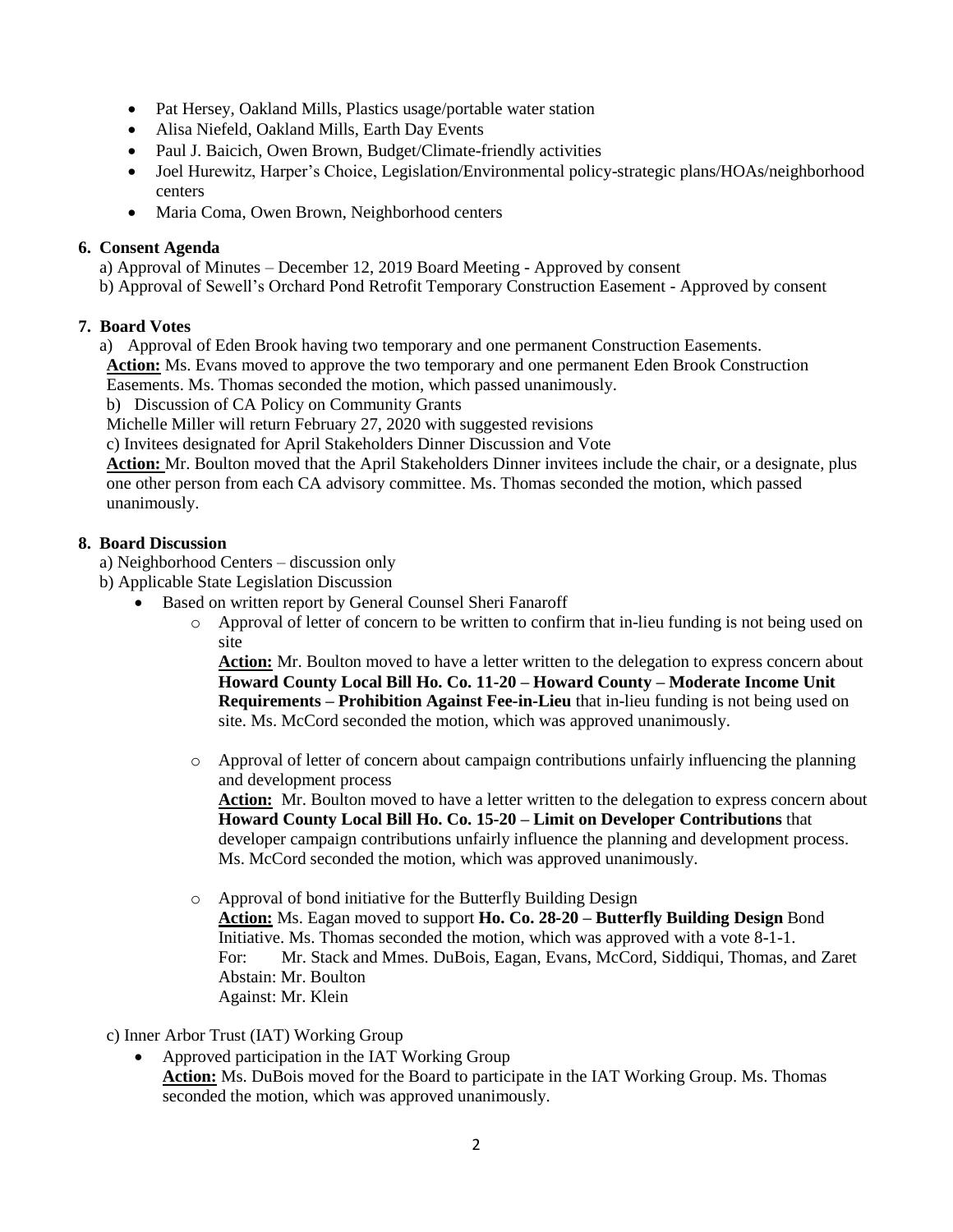- Pat Hersey, Oakland Mills, Plastics usage/portable water station
- Alisa Niefeld, Oakland Mills, Earth Day Events
- Paul J. Baicich, Owen Brown, Budget/Climate-friendly activities
- Joel Hurewitz, Harper's Choice, Legislation/Environmental policy-strategic plans/HOAs/neighborhood centers
- Maria Coma, Owen Brown, Neighborhood centers

**6. Consent Agenda**

a) Approval of Minutes – December 12, 2019 Board Meeting - Approved by consent

b) Approval of Sewell's Orchard Pond Retrofit Temporary Construction Easement - Approved by consent

**7. Board Votes**

a) Approval of Eden Brook having two temporary and one permanent Construction Easements.

**Action:** Ms. Evans moved to approve the two temporary and one permanent Eden Brook Construction Easements. Ms. Thomas seconded the motion, which passed unanimously.

b) Discussion of CA Policy on Community Grants

Michelle Miller will return February 27, 2020 with suggested revisions

c) Invitees designated for April Stakeholders Dinner Discussion and Vote

**Action:** Mr. Boulton moved that the April Stakeholders Dinner invitees include the chair, or a designate, plus one other person from each CA advisory committee. Ms. Thomas seconded the motion, which passed unanimously.

**8. Board Discussion**

a) Neighborhood Centers – discussion only

b) Applicable State Legislation Discussion

- Based on written report by General Counsel Sheri Fanaroff
  - Approval of letter of concern to be written to confirm that in-lieu funding is not being used on site

    **Action:** Mr. Boulton moved to have a letter written to the delegation to express concern about **Howard County Local Bill Ho. Co. 11-20 – Howard County – Moderate Income Unit Requirements – Prohibition Against Fee-in-Lieu** that in-lieu funding is not being used on site. Ms. McCord seconded the motion, which was approved unanimously.

  - Approval of letter of concern about campaign contributions unfairly influencing the planning and development process

    **Action:** Mr. Boulton moved to have a letter written to the delegation to express concern about **Howard County Local Bill Ho. Co. 15-20 – Limit on Developer Contributions** that developer campaign contributions unfairly influence the planning and development process. Ms. McCord seconded the motion, which was approved unanimously.

  - Approval of bond initiative for the Butterfly Building Design

    **Action:** Ms. Eagan moved to support **Ho. Co. 28-20 – Butterfly Building Design** Bond Initiative. Ms. Thomas seconded the motion, which was approved with a vote 8-1-1.

    For: Mr. Stack and Mmes. DuBois, Eagan, Evans, McCord, Siddiqui, Thomas, and Zaret
    Abstain: Mr. Boulton
    Against: Mr. Klein

c) Inner Arbor Trust (IAT) Working Group

- Approved participation in the IAT Working Group

  **Action:** Ms. DuBois moved for the Board to participate in the IAT Working Group. Ms. Thomas seconded the motion, which was approved unanimously.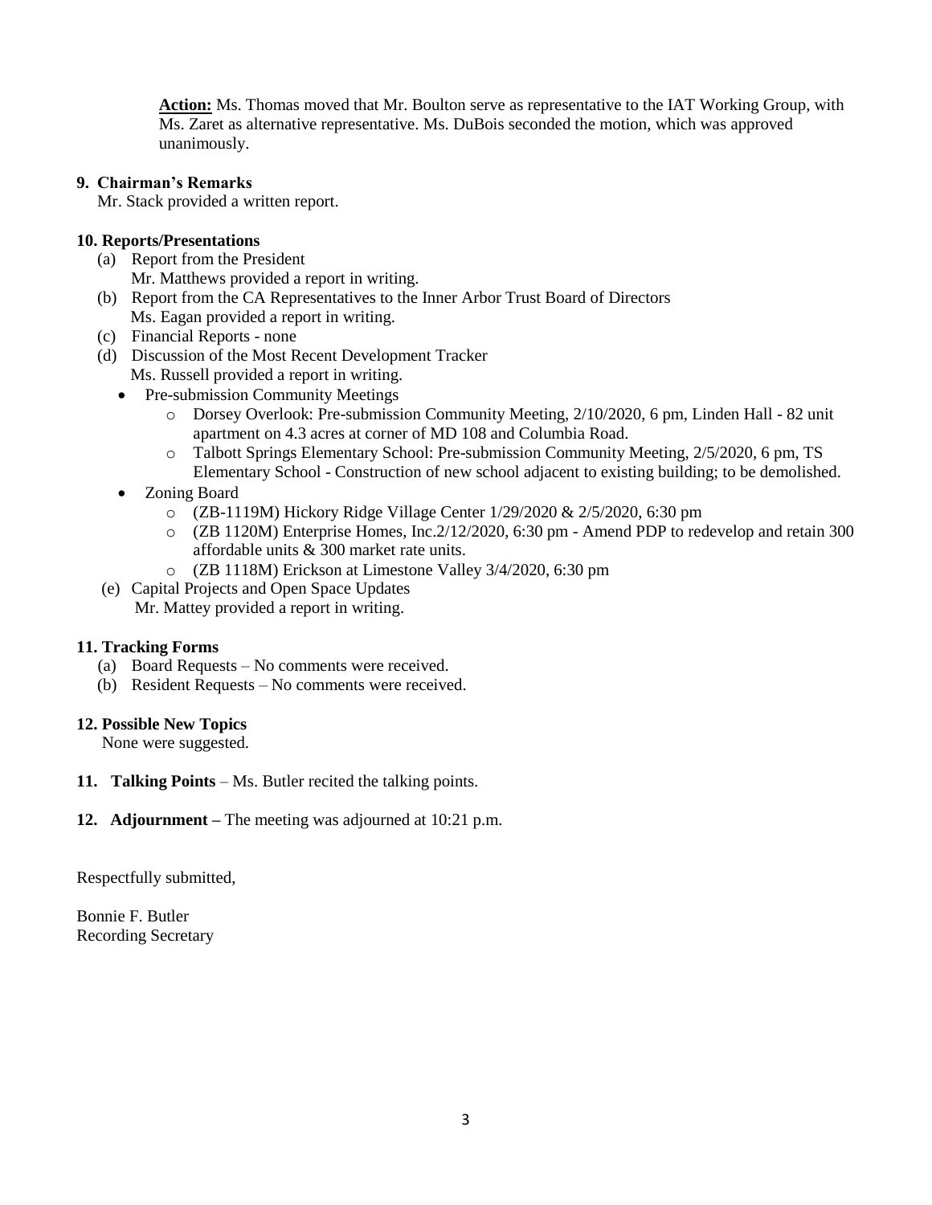**Action:** Ms. Thomas moved that Mr. Boulton serve as representative to the IAT Working Group, with Ms. Zaret as alternative representative. Ms. DuBois seconded the motion, which was approved unanimously.

**9. Chairman's Remarks**

Mr. Stack provided a written report.

**10. Reports/Presentations**

(a) Report from the President
Mr. Matthews provided a report in writing.

(b) Report from the CA Representatives to the Inner Arbor Trust Board of Directors
Ms. Eagan provided a report in writing.

(c) Financial Reports - none

(d) Discussion of the Most Recent Development Tracker
Ms. Russell provided a report in writing.

- Pre-submission Community Meetings
  - Dorsey Overlook: Pre-submission Community Meeting, 2/10/2020, 6 pm, Linden Hall - 82 unit apartment on 4.3 acres at corner of MD 108 and Columbia Road.
  - Talbott Springs Elementary School: Pre-submission Community Meeting, 2/5/2020, 6 pm, TS Elementary School - Construction of new school adjacent to existing building; to be demolished.
- Zoning Board
  - (ZB-1119M) Hickory Ridge Village Center 1/29/2020 & 2/5/2020, 6:30 pm
  - (ZB 1120M) Enterprise Homes, Inc.2/12/2020, 6:30 pm - Amend PDP to redevelop and retain 300 affordable units & 300 market rate units.
  - (ZB 1118M) Erickson at Limestone Valley 3/4/2020, 6:30 pm

(e) Capital Projects and Open Space Updates
Mr. Mattey provided a report in writing.

**11. Tracking Forms**

(a) Board Requests – No comments were received.

(b) Resident Requests – No comments were received.

**12. Possible New Topics**

None were suggested.

**11. Talking Points** – Ms. Butler recited the talking points.

**12. Adjournment** – The meeting was adjourned at 10:21 p.m.

Respectfully submitted,

Bonnie F. Butler
Recording Secretary